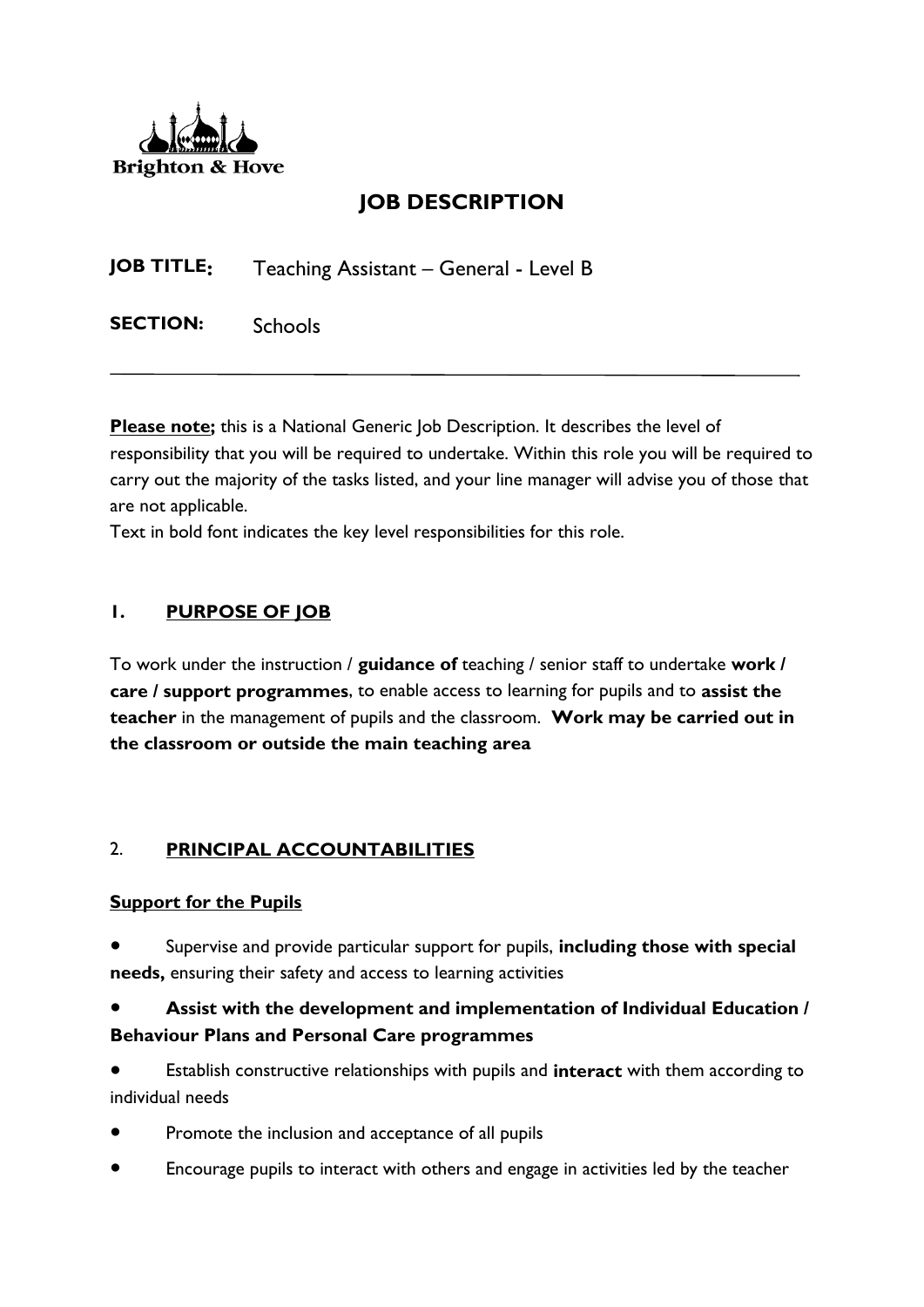Brighton & Hove

# JOB DESCRIPTION

**JOB TITLE:** Teaching Assistant – General - Level B

**SECTION:** Schools

---

**Please note;** this is a National Generic Job Description. It describes the level of responsibility that you will be required to undertake. Within this role you will be required to carry out the majority of the tasks listed, and your line manager will advise you of those that are not applicable.
Text in bold font indicates the key level responsibilities for this role.

## 1. PURPOSE OF JOB

To work under the instruction / **guidance of** teaching / senior staff to undertake **work / care / support programmes**, to enable access to learning for pupils and to **assist the teacher** in the management of pupils and the classroom. **Work may be carried out in the classroom or outside the main teaching area**

## 2. PRINCIPAL ACCOUNTABILITIES

### Support for the Pupils

- Supervise and provide particular support for pupils, **including those with special needs,** ensuring their safety and access to learning activities
- **Assist with the development and implementation of Individual Education / Behaviour Plans and Personal Care programmes**
- Establish constructive relationships with pupils and **interact** with them according to individual needs
- Promote the inclusion and acceptance of all pupils
- Encourage pupils to interact with others and engage in activities led by the teacher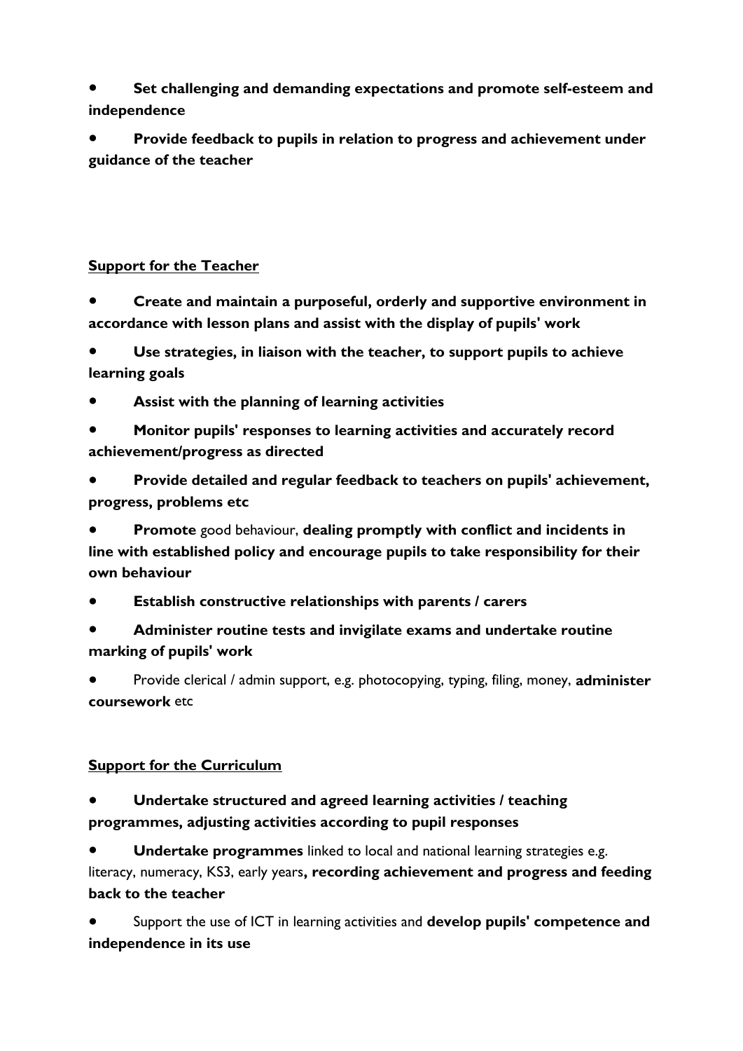- **Set challenging and demanding expectations and promote self-esteem and independence**
- **Provide feedback to pupils in relation to progress and achievement under guidance of the teacher**

**Support for the Teacher**

- **Create and maintain a purposeful, orderly and supportive environment in accordance with lesson plans and assist with the display of pupils' work**
- **Use strategies, in liaison with the teacher, to support pupils to achieve learning goals**
- **Assist with the planning of learning activities**
- **Monitor pupils' responses to learning activities and accurately record achievement/progress as directed**
- **Provide detailed and regular feedback to teachers on pupils' achievement, progress, problems etc**
- **Promote** good behaviour, **dealing promptly with conflict and incidents in line with established policy and encourage pupils to take responsibility for their own behaviour**
- **Establish constructive relationships with parents / carers**
- **Administer routine tests and invigilate exams and undertake routine marking of pupils' work**
- Provide clerical / admin support, e.g. photocopying, typing, filing, money, **administer coursework** etc

**Support for the Curriculum**

- **Undertake structured and agreed learning activities / teaching programmes, adjusting activities according to pupil responses**
- **Undertake programmes** linked to local and national learning strategies e.g. literacy, numeracy, KS3, early years**, recording achievement and progress and feeding back to the teacher**
- Support the use of ICT in learning activities and **develop pupils' competence and independence in its use**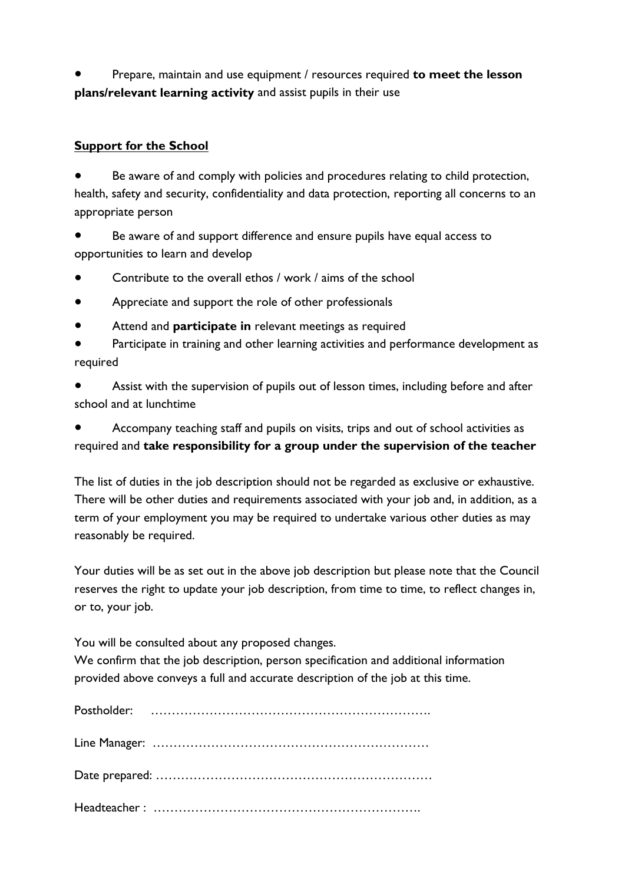- Prepare, maintain and use equipment / resources required **to meet the lesson plans/relevant learning activity** and assist pupils in their use

**Support for the School**

- Be aware of and comply with policies and procedures relating to child protection, health, safety and security, confidentiality and data protection, reporting all concerns to an appropriate person
- Be aware of and support difference and ensure pupils have equal access to opportunities to learn and develop
- Contribute to the overall ethos / work / aims of the school
- Appreciate and support the role of other professionals
- Attend and **participate in** relevant meetings as required
- Participate in training and other learning activities and performance development as required
- Assist with the supervision of pupils out of lesson times, including before and after school and at lunchtime
- Accompany teaching staff and pupils on visits, trips and out of school activities as required and **take responsibility for a group under the supervision of the teacher**

The list of duties in the job description should not be regarded as exclusive or exhaustive. There will be other duties and requirements associated with your job and, in addition, as a term of your employment you may be required to undertake various other duties as may reasonably be required.

Your duties will be as set out in the above job description but please note that the Council reserves the right to update your job description, from time to time, to reflect changes in, or to, your job.

You will be consulted about any proposed changes.
We confirm that the job description, person specification and additional information provided above conveys a full and accurate description of the job at this time.

Postholder: ………………………………………………………….

Line Manager: …………………………………………………………

Date prepared: …………………………………………………………

Headteacher : ……………………………………………………….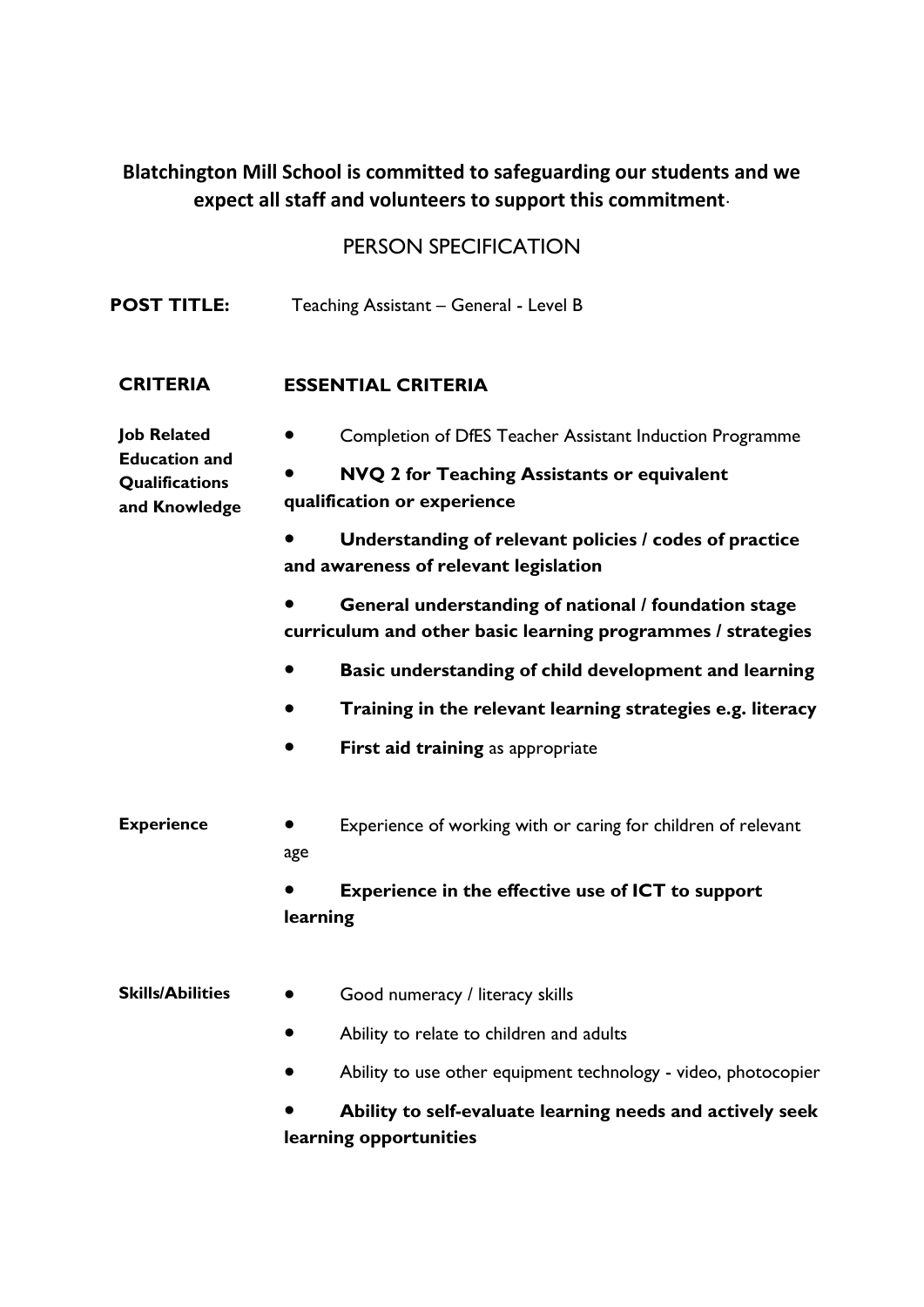**Blatchington Mill School is committed to safeguarding our students and we expect all staff and volunteers to support this commitment**.

# PERSON SPECIFICATION

**POST TITLE:** Teaching Assistant – General - Level B

| CRITERIA | ESSENTIAL CRITERIA |
|---|---|
| **Job Related Education and Qualifications and Knowledge** | • Completion of DfES Teacher Assistant Induction Programme<br>• **NVQ 2 for Teaching Assistants or equivalent qualification or experience**<br>• **Understanding of relevant policies / codes of practice and awareness of relevant legislation**<br>• **General understanding of national / foundation stage curriculum and other basic learning programmes / strategies**<br>• **Basic understanding of child development and learning**<br>• **Training in the relevant learning strategies e.g. literacy**<br>• **First aid training** as appropriate |
| **Experience** | • Experience of working with or caring for children of relevant age<br>• **Experience in the effective use of ICT to support learning** |
| **Skills/Abilities** | • Good numeracy / literacy skills<br>• Ability to relate to children and adults<br>• Ability to use other equipment technology - video, photocopier<br>• **Ability to self-evaluate learning needs and actively seek learning opportunities** |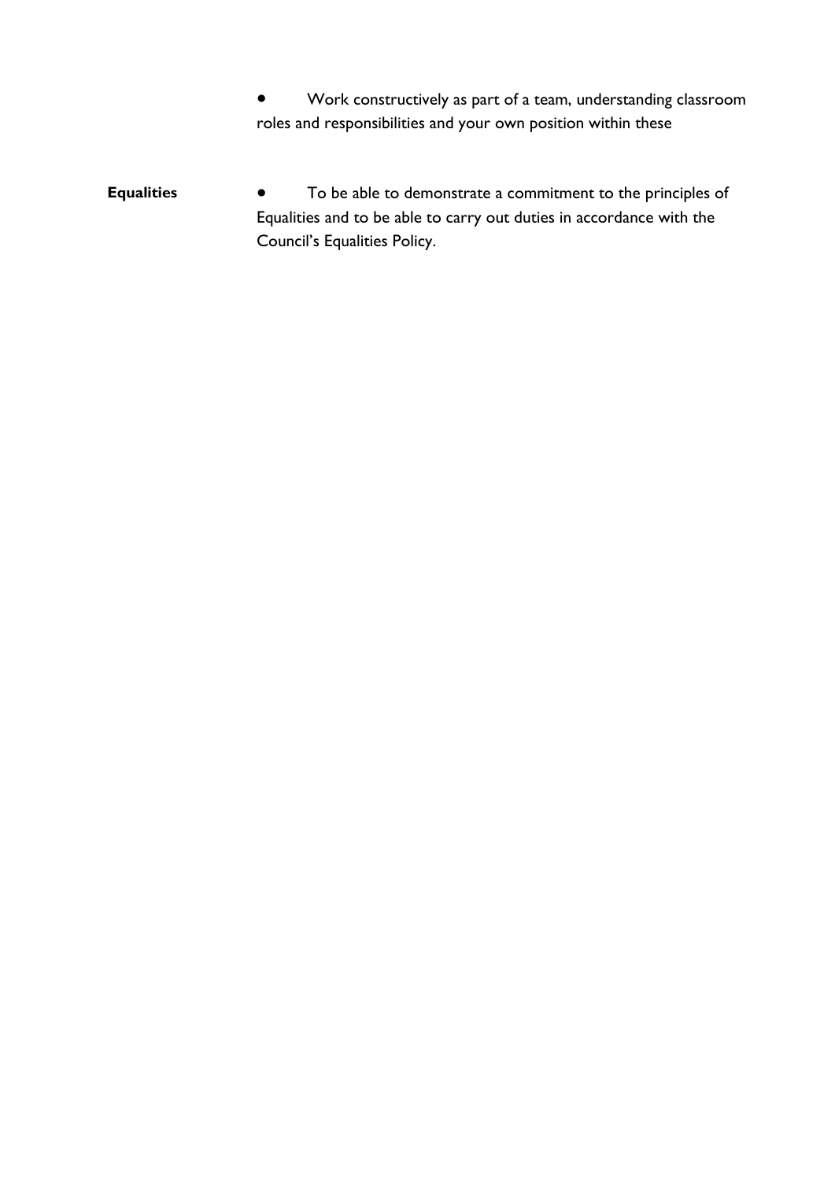| | |
|---|---|
| | • Work constructively as part of a team, understanding classroom roles and responsibilities and your own position within these |
| **Equalities** | • To be able to demonstrate a commitment to the principles of Equalities and to be able to carry out duties in accordance with the Council's Equalities Policy. |